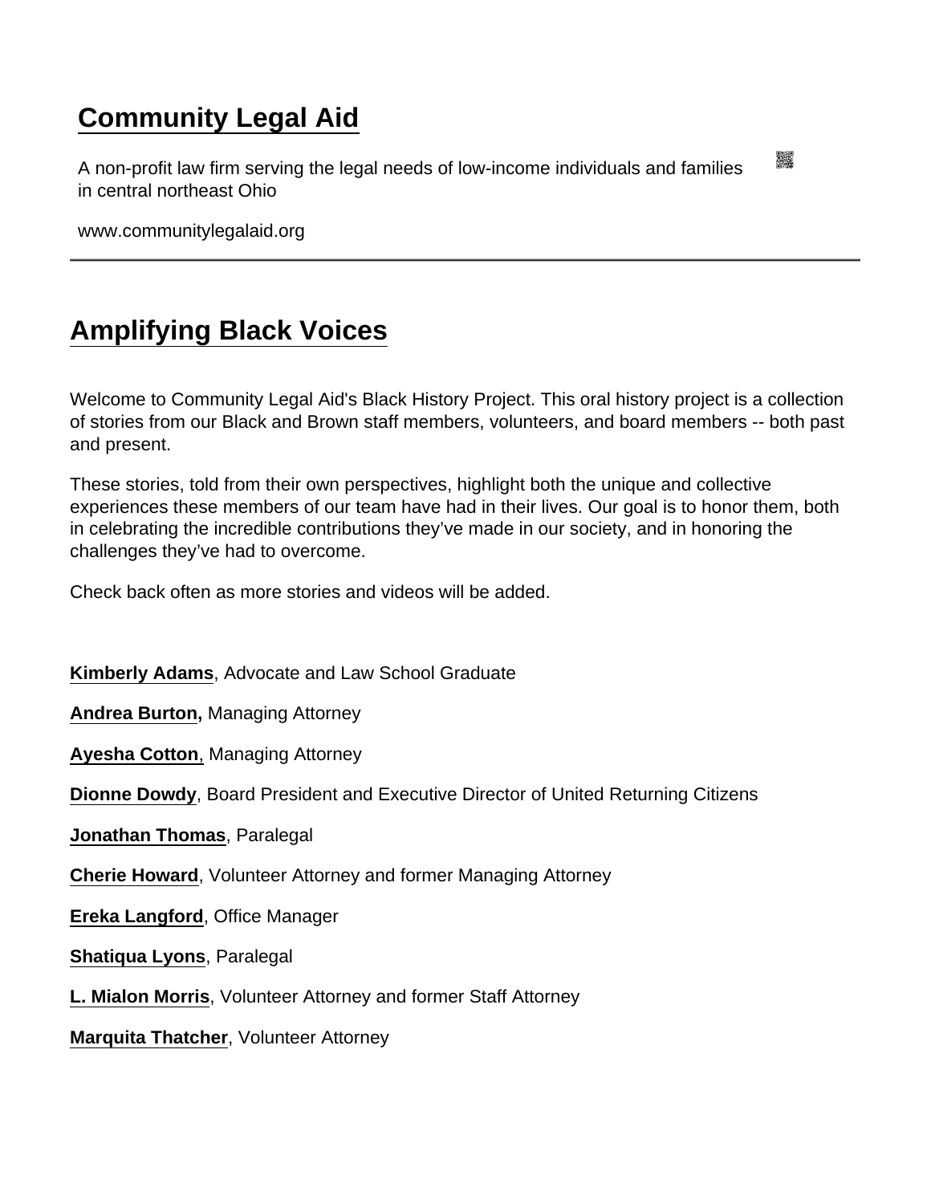# Community Legal Aid

A non-profit law firm serving the legal needs of low-income individuals and families in central northeast Ohio

www.communitylegalaid.org

---

## Amplifying Black Voices

Welcome to Community Legal Aid's Black History Project. This oral history project is a collection of stories from our Black and Brown staff members, volunteers, and board members -- both past and present.

These stories, told from their own perspectives, highlight both the unique and collective experiences these members of our team have had in their lives. Our goal is to honor them, both in celebrating the incredible contributions they've made in our society, and in honoring the challenges they've had to overcome.

Check back often as more stories and videos will be added.

**Kimberly Adams**, Advocate and Law School Graduate

**Andrea Burton,** Managing Attorney

**Ayesha Cotton**, Managing Attorney

**Dionne Dowdy**, Board President and Executive Director of United Returning Citizens

**Jonathan Thomas**, Paralegal

**Cherie Howard**, Volunteer Attorney and former Managing Attorney

**Ereka Langford**, Office Manager

**Shatiqua Lyons**, Paralegal

**L. Mialon Morris**, Volunteer Attorney and former Staff Attorney

**Marquita Thatcher**, Volunteer Attorney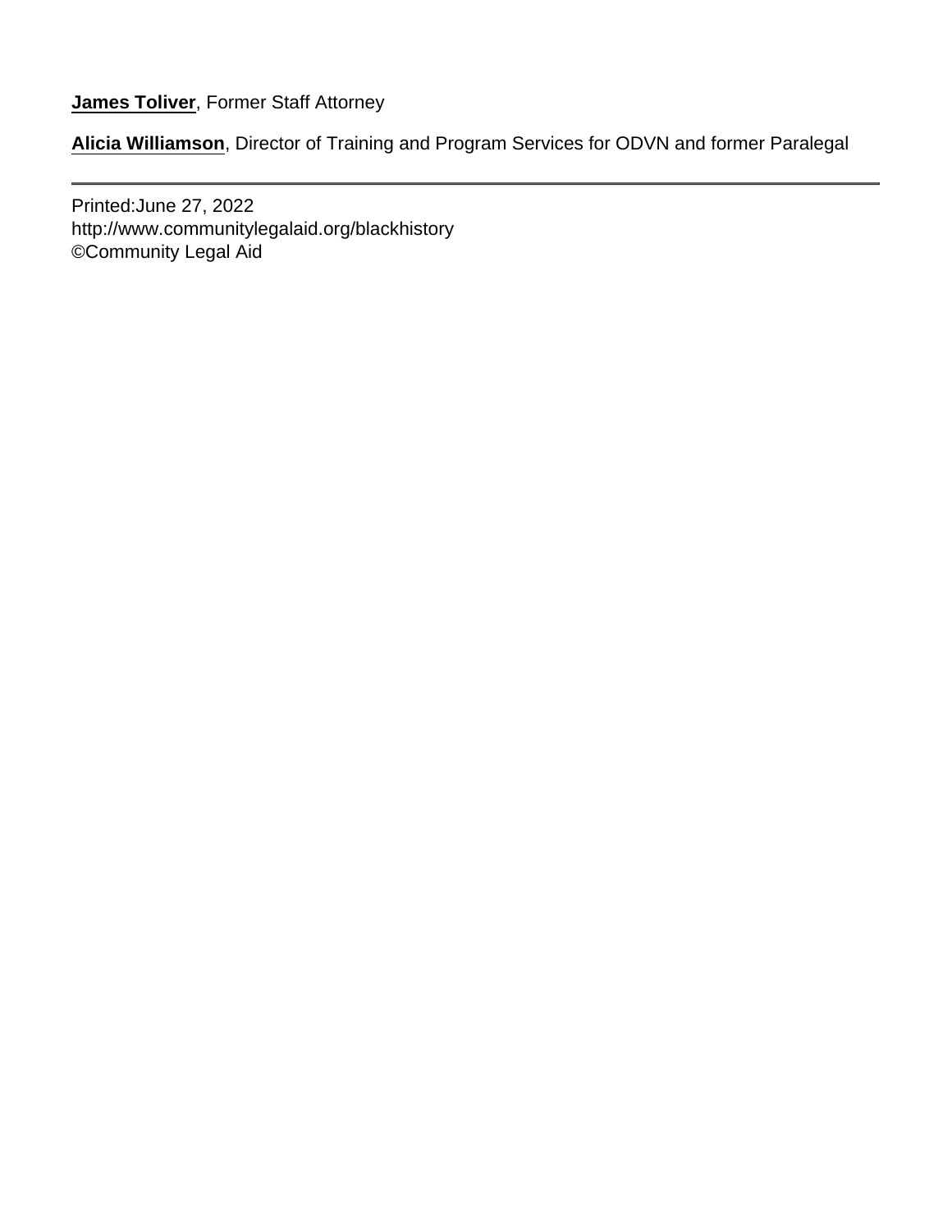**James Toliver**, Former Staff Attorney

**Alicia Williamson**, Director of Training and Program Services for ODVN and former Paralegal

---

Printed:June 27, 2022
http://www.communitylegalaid.org/blackhistory
©Community Legal Aid